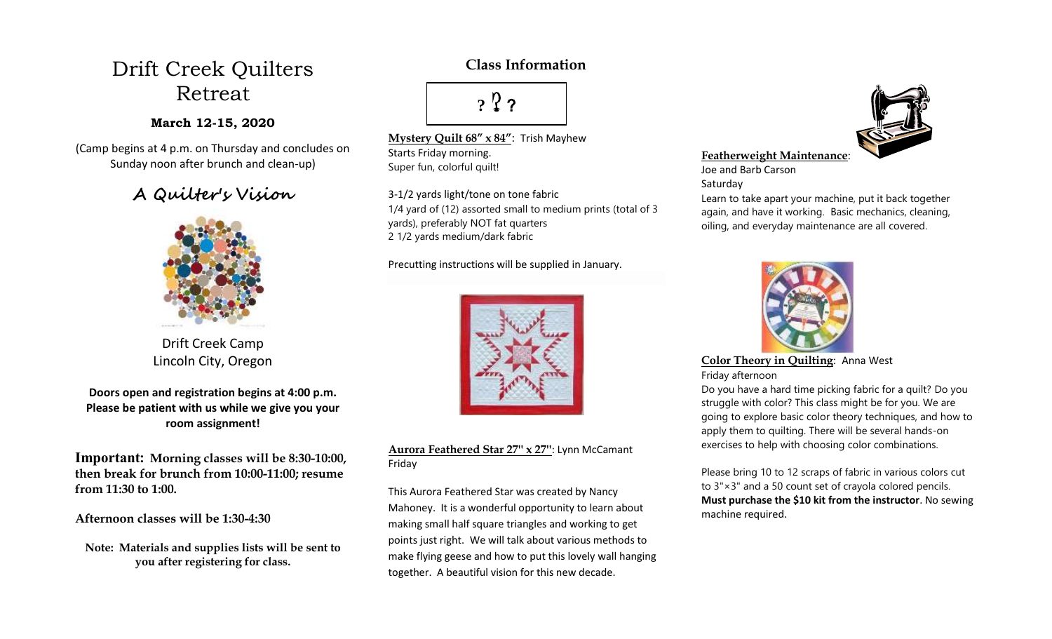# Drift Creek Quilters Retreat

**March 12-15, 2020**

(Camp begins at 4 p.m. on Thursday and concludes on Sunday noon after brunch and clean-up)

## A Quilter's Vision

Drift Creek Camp
Lincoln City, Oregon

**Doors open and registration begins at 4:00 p.m. Please be patient with us while we give you your room assignment!**

**Important: Morning classes will be 8:30-10:00, then break for brunch from 10:00-11:00; resume from 11:30 to 1:00.**

**Afternoon classes will be 1:30-4:30**

**Note: Materials and supplies lists will be sent to you after registering for class.**

## Class Information

? ? ?

**Mystery Quilt 68" x 84"**: Trish Mayhew
Starts Friday morning.
Super fun, colorful quilt!

3-1/2 yards light/tone on tone fabric
1/4 yard of (12) assorted small to medium prints (total of 3 yards), preferably NOT fat quarters
2 1/2 yards medium/dark fabric

Precutting instructions will be supplied in January.

**Aurora Feathered Star 27" x 27"**: Lynn McCamant
Friday

This Aurora Feathered Star was created by Nancy Mahoney. It is a wonderful opportunity to learn about making small half square triangles and working to get points just right. We will talk about various methods to make flying geese and how to put this lovely wall hanging together. A beautiful vision for this new decade.

**Featherweight Maintenance**:
Joe and Barb Carson
Saturday
Learn to take apart your machine, put it back together again, and have it working. Basic mechanics, cleaning, oiling, and everyday maintenance are all covered.

**Color Theory in Quilting**: Anna West
Friday afternoon
Do you have a hard time picking fabric for a quilt? Do you struggle with color? This class might be for you. We are going to explore basic color theory techniques, and how to apply them to quilting. There will be several hands-on exercises to help with choosing color combinations.

Please bring 10 to 12 scraps of fabric in various colors cut to 3"×3" and a 50 count set of crayola colored pencils. **Must purchase the $10 kit from the instructor**. No sewing machine required.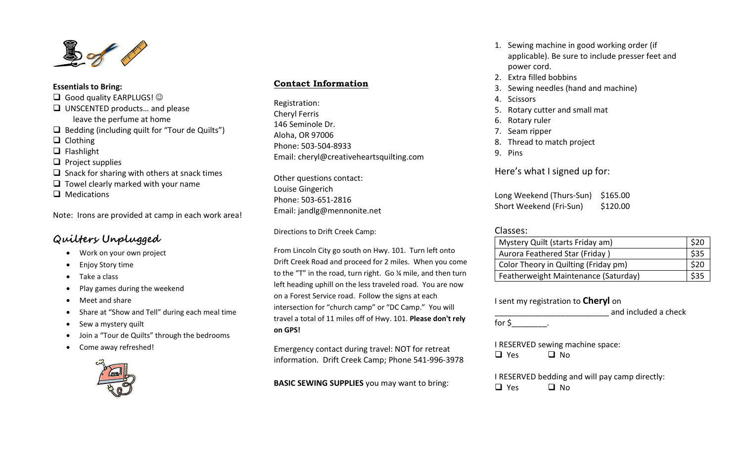**Essentials to Bring:**

- ❑ Good quality EARPLUGS! ☺
- ❑ UNSCENTED products… and please leave the perfume at home
- ❑ Bedding (including quilt for "Tour de Quilts")
- ❑ Clothing
- ❑ Flashlight
- ❑ Project supplies
- ❑ Snack for sharing with others at snack times
- ❑ Towel clearly marked with your name
- ❑ Medications

Note: Irons are provided at camp in each work area!

## Quilters Unplugged

- Work on your own project
- Enjoy Story time
- Take a class
- Play games during the weekend
- Meet and share
- Share at "Show and Tell" during each meal time
- Sew a mystery quilt
- Join a "Tour de Quilts" through the bedrooms
- Come away refreshed!

## Contact Information

Registration:
Cheryl Ferris
146 Seminole Dr.
Aloha, OR 97006
Phone: 503-504-8933
Email: cheryl@creativeheartsquilting.com

Other questions contact:
Louise Gingerich
Phone: 503-651-2816
Email: jandlg@mennonite.net

Directions to Drift Creek Camp:

From Lincoln City go south on Hwy. 101. Turn left onto Drift Creek Road and proceed for 2 miles. When you come to the "T" in the road, turn right. Go ¼ mile, and then turn left heading uphill on the less traveled road. You are now on a Forest Service road. Follow the signs at each intersection for "church camp" or "DC Camp." You will travel a total of 11 miles off of Hwy. 101. **Please don't rely on GPS!**

Emergency contact during travel: NOT for retreat information. Drift Creek Camp; Phone 541-996-3978

**BASIC SEWING SUPPLIES** you may want to bring:

1. Sewing machine in good working order (if applicable). Be sure to include presser feet and power cord.
2. Extra filled bobbins
3. Sewing needles (hand and machine)
4. Scissors
5. Rotary cutter and small mat
6. Rotary ruler
7. Seam ripper
8. Thread to match project
9. Pins

Here's what I signed up for:

Long Weekend (Thurs-Sun) $165.00
Short Weekend (Fri-Sun) $120.00

Classes:

| | |
|---|---|
| Mystery Quilt (starts Friday am) | $20 |
| Aurora Feathered Star (Friday ) | $35 |
| Color Theory in Quilting (Friday pm) | $20 |
| Featherweight Maintenance (Saturday) | $35 |

I sent my registration to **Cheryl** on _________________________ and included a check for $________.

I RESERVED sewing machine space:
❑ Yes ❑ No

I RESERVED bedding and will pay camp directly:
❑ Yes ❑ No